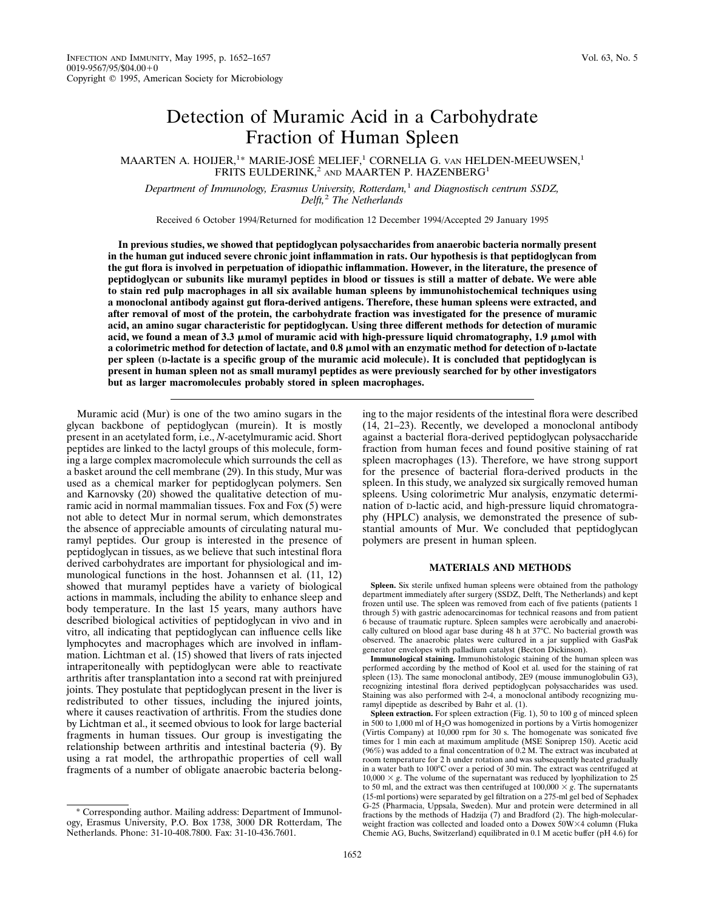# Detection of Muramic Acid in a Carbohydrate Fraction of Human Spleen

MAARTEN A. HOIJER,[1]* MARIE-JOSÉ MELIEF,[1] CORNELIA G. VAN HELDEN-MEEUWSEN,[1] FRITS EULDERINK,[2] AND MAARTEN P. HAZENBERG[1]

*Department of Immunology, Erasmus University, Rotterdam,[1] and Diagnostisch centrum SSDZ, Delft,[2] The Netherlands*

Received 6 October 1994/Returned for modification 12 December 1994/Accepted 29 January 1995

**In previous studies, we showed that peptidoglycan polysaccharides from anaerobic bacteria normally present in the human gut induced severe chronic joint inflammation in rats. Our hypothesis is that peptidoglycan from the gut flora is involved in perpetuation of idiopathic inflammation. However, in the literature, the presence of peptidoglycan or subunits like muramyl peptides in blood or tissues is still a matter of debate. We were able to stain red pulp macrophages in all six available human spleens by immunohistochemical techniques using a monoclonal antibody against gut flora-derived antigens. Therefore, these human spleens were extracted, and after removal of most of the protein, the carbohydrate fraction was investigated for the presence of muramic acid, an amino sugar characteristic for peptidoglycan. Using three different methods for detection of muramic acid, we found a mean of 3.3 μmol of muramic acid with high-pressure liquid chromatography, 1.9 μmol with a colorimetric method for detection of lactate, and 0.8 μmol with an enzymatic method for detection of D-lactate per spleen (D-lactate is a specific group of the muramic acid molecule). It is concluded that peptidoglycan is present in human spleen not as small muramyl peptides as were previously searched for by other investigators but as larger macromolecules probably stored in spleen macrophages.**

Muramic acid (Mur) is one of the two amino sugars in the glycan backbone of peptidoglycan (murein). It is mostly present in an acetylated form, i.e., *N*-acetylmuramic acid. Short peptides are linked to the lactyl groups of this molecule, forming a large complex macromolecule which surrounds the cell as a basket around the cell membrane (29). In this study, Mur was used as a chemical marker for peptidoglycan polymers. Sen and Karnovsky (20) showed the qualitative detection of muramic acid in normal mammalian tissues. Fox and Fox (5) were not able to detect Mur in normal serum, which demonstrates the absence of appreciable amounts of circulating natural muramyl peptides. Our group is interested in the presence of peptidoglycan in tissues, as we believe that such intestinal flora derived carbohydrates are important for physiological and immunological functions in the host. Johannsen et al. (11, 12) showed that muramyl peptides have a variety of biological actions in mammals, including the ability to enhance sleep and body temperature. In the last 15 years, many authors have described biological activities of peptidoglycan in vivo and in vitro, all indicating that peptidoglycan can influence cells like lymphocytes and macrophages which are involved in inflammation. Lichtman et al. (15) showed that livers of rats injected intraperitoneally with peptidoglycan were able to reactivate arthritis after transplantation into a second rat with preinjured joints. They postulate that peptidoglycan present in the liver is redistributed to other tissues, including the injured joints, where it causes reactivation of arthritis. From the studies done by Lichtman et al., it seemed obvious to look for large bacterial fragments in human tissues. Our group is investigating the relationship between arthritis and intestinal bacteria (9). By using a rat model, the arthropathic properties of cell wall fragments of a number of obligate anaerobic bacteria belonging to the major residents of the intestinal flora were described (14, 21–23). Recently, we developed a monoclonal antibody against a bacterial flora-derived peptidoglycan polysaccharide fraction from human feces and found positive staining of rat spleen macrophages (13). Therefore, we have strong support for the presence of bacterial flora-derived products in the spleen. In this study, we analyzed six surgically removed human spleens. Using colorimetric Mur analysis, enzymatic determination of D-lactic acid, and high-pressure liquid chromatography (HPLC) analysis, we demonstrated the presence of substantial amounts of Mur. We concluded that peptidoglycan polymers are present in human spleen.

## MATERIALS AND METHODS

**Spleen.** Six sterile unfixed human spleens were obtained from the pathology department immediately after surgery (SSDZ, Delft, The Netherlands) and kept frozen until use. The spleen was removed from each of five patients (patients 1 through 5) with gastric adenocarcinomas for technical reasons and from patient 6 because of traumatic rupture. Spleen samples were aerobically and anaerobically cultured on blood agar base during 48 h at 37°C. No bacterial growth was observed. The anaerobic plates were cultured in a jar supplied with GasPak generator envelopes with palladium catalyst (Becton Dickinson).

**Immunological staining.** Immunohistologic staining of the human spleen was performed according by the method of Kool et al. used for the staining of rat spleen (13). The same monoclonal antibody, 2E9 (mouse immunoglobulin G3), recognizing intestinal flora derived peptidoglycan polysaccharides was used. Staining was also performed with 2-4, a monoclonal antibody recognizing muramyl dipeptide as described by Bahr et al. (1).

**Spleen extraction.** For spleen extraction (Fig. 1), 50 to 100 g of minced spleen in 500 to 1,000 ml of $H_2O$ was homogenized in portions by a Virtis homogenizer (Virtis Company) at 10,000 rpm for 30 s. The homogenate was sonicated five times for 1 min each at maximum amplitude (MSE Soniprep 150). Acetic acid (96%) was added to a final concentration of 0.2 M. The extract was incubated at room temperature for 2 h under rotation and was subsequently heated gradually in a water bath to 100°C over a period of 30 min. The extract was centrifuged at $10,000 \times g$. The volume of the supernatant was reduced by lyophilization to 25 to 50 ml, and the extract was then centrifuged at $100,000 \times g$. The supernatants (15-ml portions) were separated by gel filtration on a 275-ml gel bed of Sephadex G-25 (Pharmacia, Uppsala, Sweden). Mur and protein were determined in all fractions by the methods of Hadzija (7) and Bradford (2). The high-molecular-weight fraction was collected and loaded onto a Dowex 50W×4 column (Fluka Chemie AG, Buchs, Switzerland) equilibrated in 0.1 M acetic buffer (pH 4.6) for

\* Corresponding author. Mailing address: Department of Immunology, Erasmus University, P.O. Box 1738, 3000 DR Rotterdam, The Netherlands. Phone: 31-10-408.7800. Fax: 31-10-436.7601.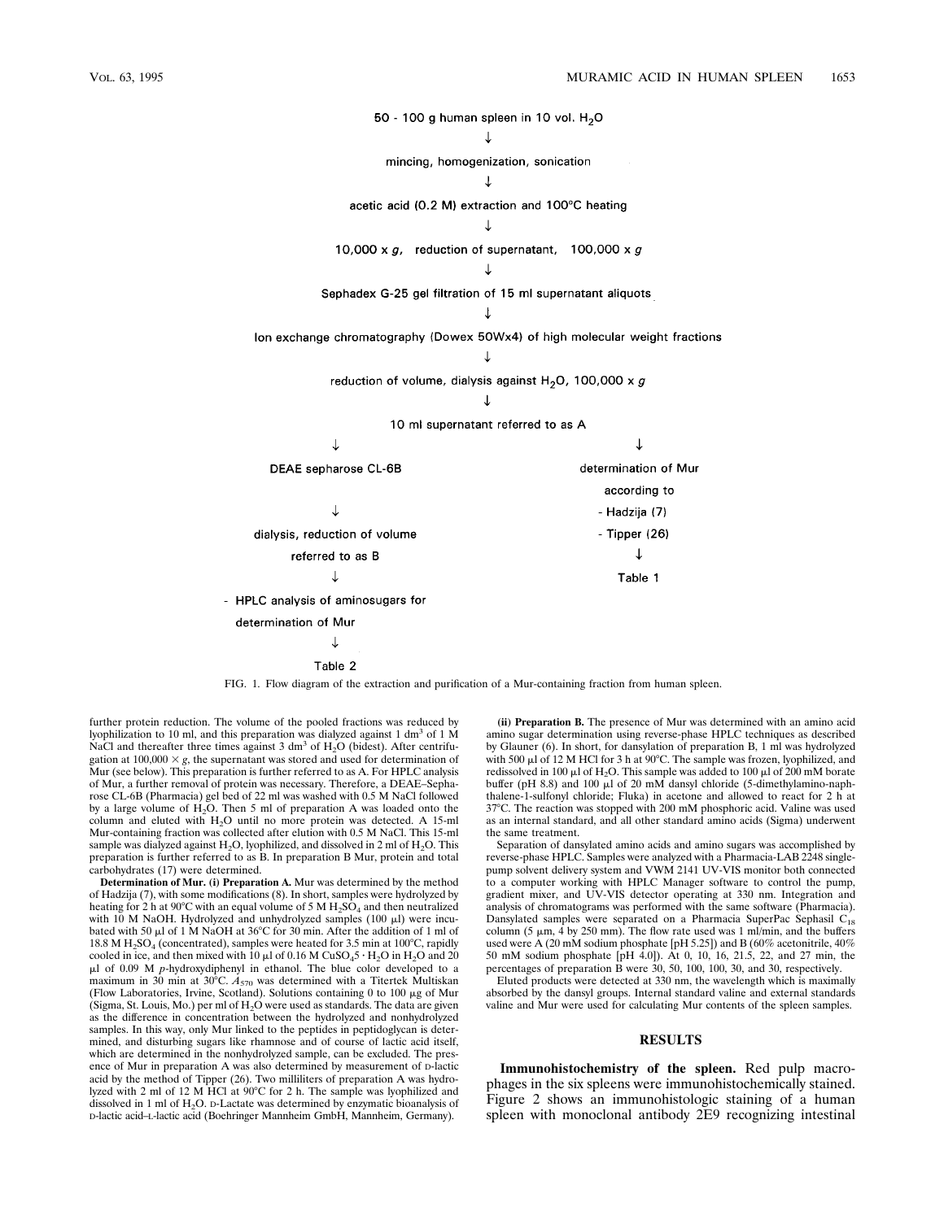50 - 100 g human spleen in 10 vol. $H_2O$

↓

mincing, homogenization, sonication

↓

acetic acid (0.2 M) extraction and 100°C heating

↓

10,000 × *g*, reduction of supernatant, 100,000 × *g*

↓

Sephadex G-25 gel filtration of 15 ml supernatant aliquots

↓

Ion exchange chromatography (Dowex 50Wx4) of high molecular weight fractions

↓

reduction of volume, dialysis against $H_2O$, 100,000 × *g*

↓

10 ml supernatant referred to as A

Left branch:

↓

DEAE sepharose CL-6B

↓

dialysis, reduction of volume referred to as B

↓

- HPLC analysis of aminosugars for determination of Mur

↓

Table 2

Right branch:

↓

determination of Mur according to
- Hadzija (7)
- Tipper (26)

↓

Table 1

FIG. 1. Flow diagram of the extraction and purification of a Mur-containing fraction from human spleen.

further protein reduction. The volume of the pooled fractions was reduced by lyophilization to 10 ml, and this preparation was dialyzed against 1 $dm^3$ of 1 M NaCl and thereafter three times against 3 $dm^3$ of $H_2O$ (bidest). After centrifugation at 100,000 × *g*, the supernatant was stored and used for determination of Mur (see below). This preparation is further referred to as A. For HPLC analysis of Mur, a further removal of protein was necessary. Therefore, a DEAE–Sepharose CL-6B (Pharmacia) gel bed of 22 ml was washed with 0.5 M NaCl followed by a large volume of $H_2O$. Then 5 ml of preparation A was loaded onto the column and eluted with $H_2O$ until no more protein was detected. A 15-ml Mur-containing fraction was collected after elution with 0.5 M NaCl. This 15-ml sample was dialyzed against $H_2O$, lyophilized, and dissolved in 2 ml of $H_2O$. This preparation is further referred to as B. In preparation B Mur, protein and total carbohydrates (17) were determined.

**Determination of Mur. (i) Preparation A.** Mur was determined by the method of Hadzija (7), with some modifications (8). In short, samples were hydrolyzed by heating for 2 h at 90°C with an equal volume of 5 M $H_2SO_4$ and then neutralized with 10 M NaOH. Hydrolyzed and unhydrolyzed samples (100 μl) were incubated with 50 μl of 1 M NaOH at 36°C for 30 min. After the addition of 1 ml of 18.8 M $H_2SO_4$ (concentrated), samples were heated for 3.5 min at 100°C, rapidly cooled in ice, and then mixed with 10 μl of 0.16 M $CuSO_4 5 \cdot H_2O$ in $H_2O$ and 20 μl of 0.09 M *p*-hydroxydiphenyl in ethanol. The blue color developed to a maximum in 30 min at 30°C. $A_{570}$ was determined with a Titertek Multiskan (Flow Laboratories, Irvine, Scotland). Solutions containing 0 to 100 μg of Mur (Sigma, St. Louis, Mo.) per ml of $H_2O$ were used as standards. The data are given as the difference in concentration between the hydrolyzed and nonhydrolyzed samples. In this way, only Mur linked to the peptides in peptidoglycan is determined, and disturbing sugars like rhamnose and of course of lactic acid itself, which are determined in the nonhydrolyzed sample, can be excluded. The presence of Mur in preparation A was also determined by measurement of D-lactic acid by the method of Tipper (26). Two milliliters of preparation A was hydrolyzed with 2 ml of 12 M HCl at 90°C for 2 h. The sample was lyophilized and dissolved in 1 ml of $H_2O$. D-Lactate was determined by enzymatic bioanalysis of D-lactic acid–L-lactic acid (Boehringer Mannheim GmbH, Mannheim, Germany).

**(ii) Preparation B.** The presence of Mur was determined with an amino acid amino sugar determination using reverse-phase HPLC techniques as described by Glauner (6). In short, for dansylation of preparation B, 1 ml was hydrolyzed with 500 μl of 12 M HCl for 3 h at 90°C. The sample was frozen, lyophilized, and redissolved in 100 μl of $H_2O$. This sample was added to 100 μl of 200 mM borate buffer (pH 8.8) and 100 μl of 20 mM dansyl chloride (5-dimethylamino-naphthalene-1-sulfonyl chloride; Fluka) in acetone and allowed to react for 2 h at 37°C. The reaction was stopped with 200 mM phosphoric acid. Valine was used as an internal standard, and all other standard amino acids (Sigma) underwent the same treatment.

Separation of dansylated amino acids and amino sugars was accomplished by reverse-phase HPLC. Samples were analyzed with a Pharmacia-LAB 2248 single-pump solvent delivery system and VWM 2141 UV-VIS monitor both connected to a computer working with HPLC Manager software to control the pump, gradient mixer, and UV-VIS detector operating at 330 nm. Integration and analysis of chromatograms was performed with the same software (Pharmacia). Dansylated samples were separated on a Pharmacia SuperPac Sephasil $C_{18}$ column (5 μm, 4 by 250 mm). The flow rate used was 1 ml/min, and the buffers used were A (20 mM sodium phosphate [pH 5.25]) and B (60% acetonitrile, 40% 50 mM sodium phosphate [pH 4.0]). At 0, 10, 16, 21.5, 22, and 27 min, the percentages of preparation B were 30, 50, 100, 100, 30, and 30, respectively.

Eluted products were detected at 330 nm, the wavelength which is maximally absorbed by the dansyl groups. Internal standard valine and external standards valine and Mur were used for calculating Mur contents of the spleen samples.

## RESULTS

**Immunohistochemistry of the spleen.** Red pulp macrophages in the six spleens were immunohistochemically stained. Figure 2 shows an immunohistologic staining of a human spleen with monoclonal antibody 2E9 recognizing intestinal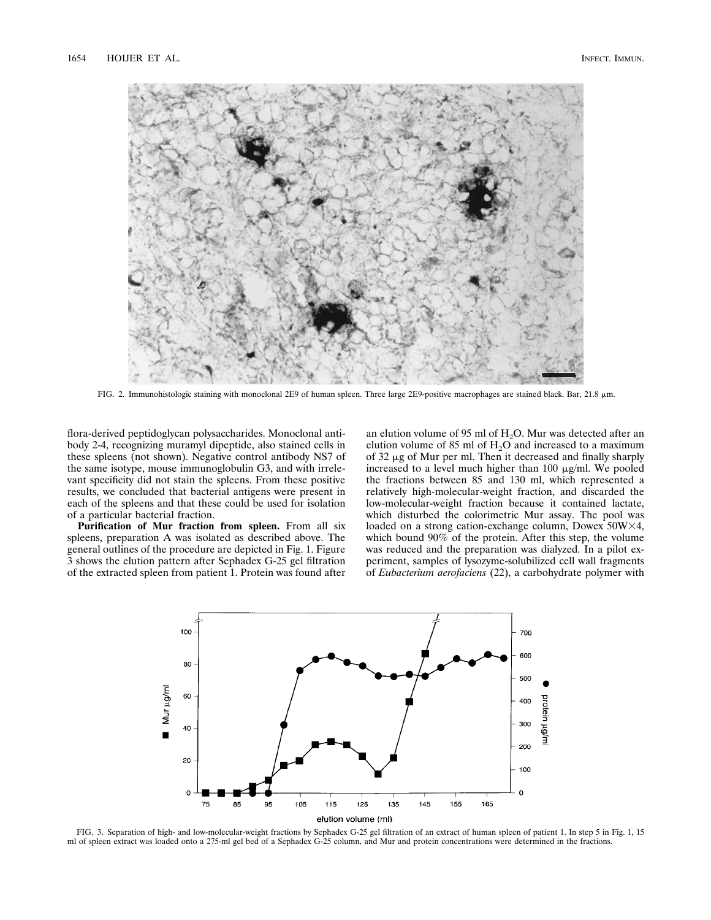FIG. 2. Immunohistologic staining with monoclonal 2E9 of human spleen. Three large 2E9-positive macrophages are stained black. Bar, 21.8 μm.

flora-derived peptidoglycan polysaccharides. Monoclonal antibody 2-4, recognizing muramyl dipeptide, also stained cells in these spleens (not shown). Negative control antibody NS7 of the same isotype, mouse immunoglobulin G3, and with irrelevant specificity did not stain the spleens. From these positive results, we concluded that bacterial antigens were present in each of the spleens and that these could be used for isolation of a particular bacterial fraction.

**Purification of Mur fraction from spleen.** From all six spleens, preparation A was isolated as described above. The general outlines of the procedure are depicted in Fig. 1. Figure 3 shows the elution pattern after Sephadex G-25 gel filtration of the extracted spleen from patient 1. Protein was found after an elution volume of 95 ml of $H_2O$. Mur was detected after an elution volume of 85 ml of $H_2O$ and increased to a maximum of 32 μg of Mur per ml. Then it decreased and finally sharply increased to a level much higher than 100 μg/ml. We pooled the fractions between 85 and 130 ml, which represented a relatively high-molecular-weight fraction, and discarded the low-molecular-weight fraction because it contained lactate, which disturbed the colorimetric Mur assay. The pool was loaded on a strong cation-exchange column, Dowex 50W×4, which bound 90% of the protein. After this step, the volume was reduced and the preparation was dialyzed. In a pilot experiment, samples of lysozyme-solubilized cell wall fragments of *Eubacterium aerofaciens* (22), a carbohydrate polymer with

FIG. 3. Separation of high- and low-molecular-weight fractions by Sephadex G-25 gel filtration of an extract of human spleen of patient 1. In step 5 in Fig. 1, 15 ml of spleen extract was loaded onto a 275-ml gel bed of a Sephadex G-25 column, and Mur and protein concentrations were determined in the fractions.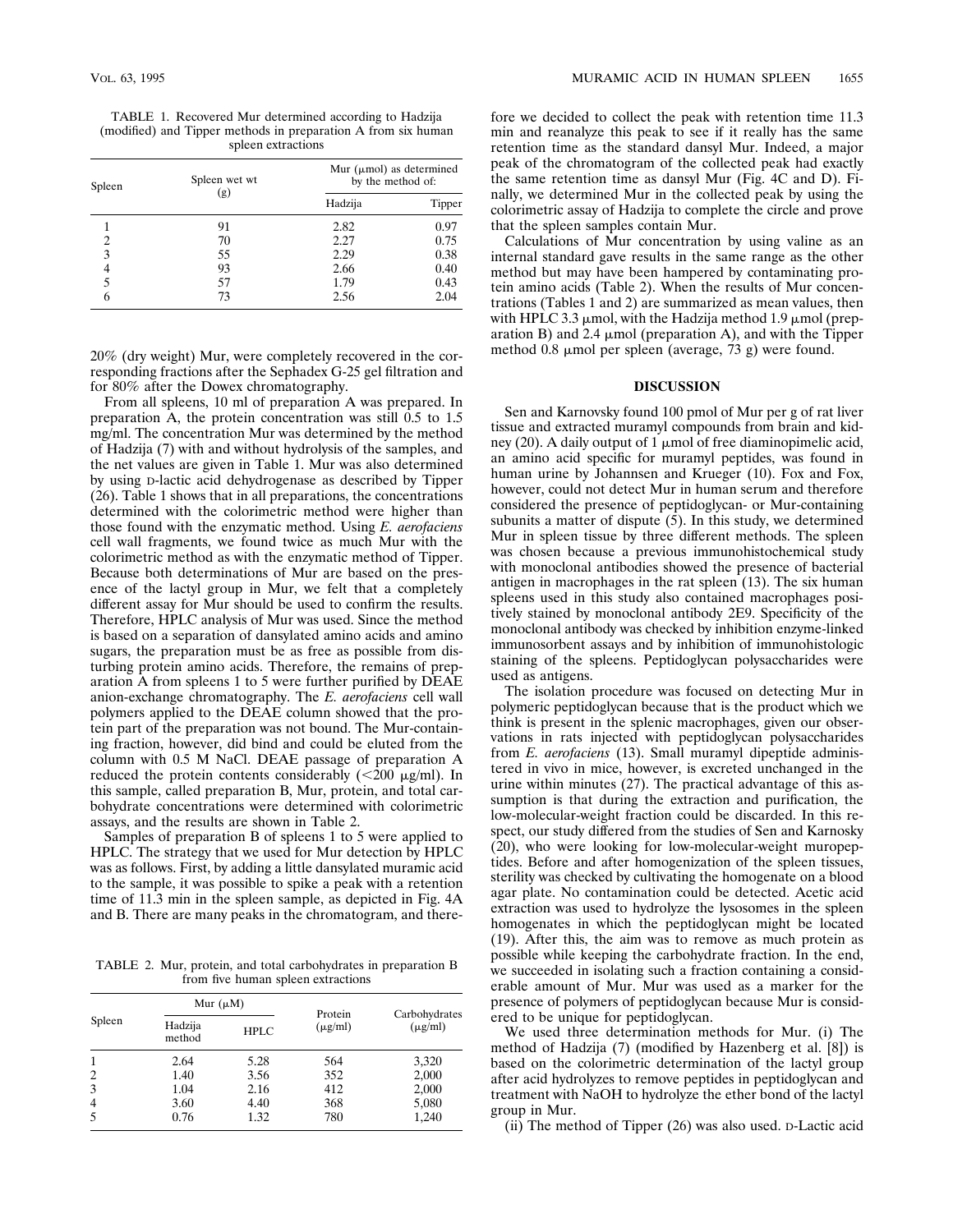TABLE 1. Recovered Mur determined according to Hadzija (modified) and Tipper methods in preparation A from six human spleen extractions

| Spleen | Spleen wet wt (g) | Mur (μmol) as determined by the method of: | |
|---|---|---|---|
| | | Hadzija | Tipper |
| 1 | 91 | 2.82 | 0.97 |
| 2 | 70 | 2.27 | 0.75 |
| 3 | 55 | 2.29 | 0.38 |
| 4 | 93 | 2.66 | 0.40 |
| 5 | 57 | 1.79 | 0.43 |
| 6 | 73 | 2.56 | 2.04 |

20% (dry weight) Mur, were completely recovered in the corresponding fractions after the Sephadex G-25 gel filtration and for 80% after the Dowex chromatography.

From all spleens, 10 ml of preparation A was prepared. In preparation A, the protein concentration was still 0.5 to 1.5 mg/ml. The concentration Mur was determined by the method of Hadzija (7) with and without hydrolysis of the samples, and the net values are given in Table 1. Mur was also determined by using D-lactic acid dehydrogenase as described by Tipper (26). Table 1 shows that in all preparations, the concentrations determined with the colorimetric method were higher than those found with the enzymatic method. Using *E. aerofaciens* cell wall fragments, we found twice as much Mur with the colorimetric method as with the enzymatic method of Tipper. Because both determinations of Mur are based on the presence of the lactyl group in Mur, we felt that a completely different assay for Mur should be used to confirm the results. Therefore, HPLC analysis of Mur was used. Since the method is based on a separation of dansylated amino acids and amino sugars, the preparation must be as free as possible from disturbing protein amino acids. Therefore, the remains of preparation A from spleens 1 to 5 were further purified by DEAE anion-exchange chromatography. The *E. aerofaciens* cell wall polymers applied to the DEAE column showed that the protein part of the preparation was not bound. The Mur-containing fraction, however, did bind and could be eluted from the column with 0.5 M NaCl. DEAE passage of preparation A reduced the protein contents considerably (<200 μg/ml). In this sample, called preparation B, Mur, protein, and total carbohydrate concentrations were determined with colorimetric assays, and the results are shown in Table 2.

Samples of preparation B of spleens 1 to 5 were applied to HPLC. The strategy that we used for Mur detection by HPLC was as follows. First, by adding a little dansylated muramic acid to the sample, it was possible to spike a peak with a retention time of 11.3 min in the spleen sample, as depicted in Fig. 4A and B. There are many peaks in the chromatogram, and therefore we decided to collect the peak with retention time 11.3 min and reanalyze this peak to see if it really has the same retention time as the standard dansyl Mur. Indeed, a major peak of the chromatogram of the collected peak had exactly the same retention time as dansyl Mur (Fig. 4C and D). Finally, we determined Mur in the collected peak by using the colorimetric assay of Hadzija to complete the circle and prove that the spleen samples contain Mur.

TABLE 2. Mur, protein, and total carbohydrates in preparation B from five human spleen extractions

| Spleen | Mur (μM) | | Protein (μg/ml) | Carbohydrates (μg/ml) |
|---|---|---|---|---|
| | Hadzija method | HPLC | | |
| 1 | 2.64 | 5.28 | 564 | 3,320 |
| 2 | 1.40 | 3.56 | 352 | 2,000 |
| 3 | 1.04 | 2.16 | 412 | 2,000 |
| 4 | 3.60 | 4.40 | 368 | 5,080 |
| 5 | 0.76 | 1.32 | 780 | 1,240 |

Calculations of Mur concentration by using valine as an internal standard gave results in the same range as the other method but may have been hampered by contaminating protein amino acids (Table 2). When the results of Mur concentrations (Tables 1 and 2) are summarized as mean values, then with HPLC 3.3 μmol, with the Hadzija method 1.9 μmol (preparation B) and 2.4 μmol (preparation A), and with the Tipper method 0.8 μmol per spleen (average, 73 g) were found.

## DISCUSSION

Sen and Karnovsky found 100 pmol of Mur per g of rat liver tissue and extracted muramyl compounds from brain and kidney (20). A daily output of 1 μmol of free diaminopimelic acid, an amino acid specific for muramyl peptides, was found in human urine by Johannsen and Krueger (10). Fox and Fox, however, could not detect Mur in human serum and therefore considered the presence of peptidoglycan- or Mur-containing subunits a matter of dispute (5). In this study, we determined Mur in spleen tissue by three different methods. The spleen was chosen because a previous immunohistochemical study with monoclonal antibodies showed the presence of bacterial antigen in macrophages in the rat spleen (13). The six human spleens used in this study also contained macrophages positively stained by monoclonal antibody 2E9. Specificity of the monoclonal antibody was checked by inhibition enzyme-linked immunosorbent assays and by inhibition of immunohistologic staining of the spleens. Peptidoglycan polysaccharides were used as antigens.

The isolation procedure was focused on detecting Mur in polymeric peptidoglycan because that is the product which we think is present in the splenic macrophages, given our observations in rats injected with peptidoglycan polysaccharides from *E. aerofaciens* (13). Small muramyl dipeptide administered in vivo in mice, however, is excreted unchanged in the urine within minutes (27). The practical advantage of this assumption is that during the extraction and purification, the low-molecular-weight fraction could be discarded. In this respect, our study differed from the studies of Sen and Karnovsky (20), who were looking for low-molecular-weight muropeptides. Before and after homogenization of the spleen tissues, sterility was checked by cultivating the homogenate on a blood agar plate. No contamination could be detected. Acetic acid extraction was used to hydrolyze the lysosomes in the spleen homogenates in which the peptidoglycan might be located (19). After this, the aim was to remove as much protein as possible while keeping the carbohydrate fraction. In the end, we succeeded in isolating such a fraction containing a considerable amount of Mur. Mur was used as a marker for the presence of polymers of peptidoglycan because Mur is considered to be unique for peptidoglycan.

We used three determination methods for Mur. (i) The method of Hadzija (7) (modified by Hazenberg et al. [8]) is based on the colorimetric determination of the lactyl group after acid hydrolyzes to remove peptides in peptidoglycan and treatment with NaOH to hydrolyze the ether bond of the lactyl group in Mur.

(ii) The method of Tipper (26) was also used. D-Lactic acid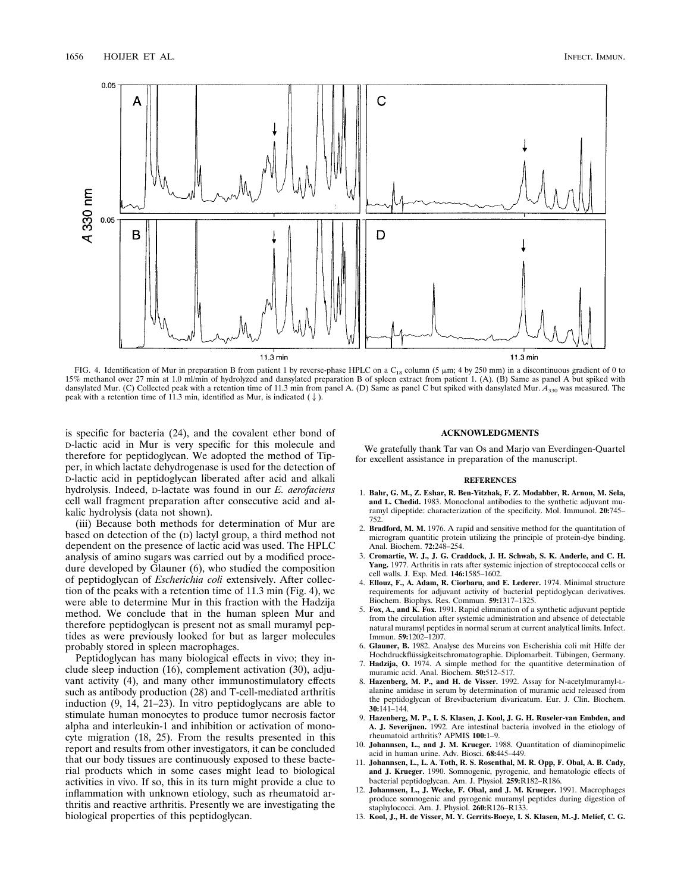FIG. 4. Identification of Mur in preparation B from patient 1 by reverse-phase HPLC on a $C_{18}$ column (5 μm; 4 by 250 mm) in a discontinuous gradient of 0 to 15% methanol over 27 min at 1.0 ml/min of hydrolyzed and dansylated preparation B of spleen extract from patient 1. (A). (B) Same as panel A but spiked with dansylated Mur. (C) Collected peak with a retention time of 11.3 min from panel A. (D) Same as panel C but spiked with dansylated Mur. $A_{330}$ was measured. The peak with a retention time of 11.3 min, identified as Mur, is indicated (↓).

is specific for bacteria (24), and the covalent ether bond of D-lactic acid in Mur is very specific for this molecule and therefore for peptidoglycan. We adopted the method of Tipper, in which lactate dehydrogenase is used for the detection of D-lactic acid in peptidoglycan liberated after acid and alkali hydrolysis. Indeed, D-lactate was found in our *E. aerofaciens* cell wall fragment preparation after consecutive acid and alkalic hydrolysis (data not shown).

(iii) Because both methods for determination of Mur are based on detection of the (D) lactyl group, a third method not dependent on the presence of lactic acid was used. The HPLC analysis of amino sugars was carried out by a modified procedure developed by Glauner (6), who studied the composition of peptidoglycan of *Escherichia coli* extensively. After collection of the peaks with a retention time of 11.3 min (Fig. 4), we were able to determine Mur in this fraction with the Hadzija method. We conclude that in the human spleen Mur and therefore peptidoglycan is present not as small muramyl peptides as were previously looked for but as larger molecules probably stored in spleen macrophages.

Peptidoglycan has many biological effects in vivo; they include sleep induction (16), complement activation (30), adjuvant activity (4), and many other immunostimulatory effects such as antibody production (28) and T-cell-mediated arthritis induction (9, 14, 21–23). In vitro peptidoglycans are able to stimulate human monocytes to produce tumor necrosis factor alpha and interleukin-1 and inhibition or activation of monocyte migration (18, 25). From the results presented in this report and results from other investigators, it can be concluded that our body tissues are continuously exposed to these bacterial products which in some cases might lead to biological activities in vivo. If so, this in its turn might provide a clue to inflammation with unknown etiology, such as rheumatoid arthritis and reactive arthritis. Presently we are investigating the biological properties of this peptidoglycan.

## ACKNOWLEDGMENTS

We gratefully thank Tar van Os and Marjo van Everdingen-Quartel for excellent assistance in preparation of the manuscript.

## REFERENCES

1. **Bahr, G. M., Z. Eshar, R. Ben-Yitzhak, F. Z. Modabber, R. Arnon, M. Sela, and L. Chedid.** 1983. Monoclonal antibodies to the synthetic adjuvant muramyl dipeptide: characterization of the specificity. Mol. Immunol. **20:**745–752.
2. **Bradford, M. M.** 1976. A rapid and sensitive method for the quantitation of microgram quantitic protein utilizing the principle of protein-dye binding. Anal. Biochem. **72:**248–254.
3. **Cromartie, W. J., J. G. Craddock, J. H. Schwab, S. K. Anderle, and C. H. Yang.** 1977. Arthritis in rats after systemic injection of streptococcal cells or cell walls. J. Exp. Med. **146:**1585–1602.
4. **Ellouz, F., A. Adam, R. Ciorbaru, and E. Lederer.** 1974. Minimal structure requirements for adjuvant activity of bacterial peptidoglycan derivatives. Biochem. Biophys. Res. Commun. **59:**1317–1325.
5. **Fox, A., and K. Fox.** 1991. Rapid elimination of a synthetic adjuvant peptide from the circulation after systemic administration and absence of detectable natural muramyl peptides in normal serum at current analytical limits. Infect. Immun. **59:**1202–1207.
6. **Glauner, B.** 1982. Analyse des Mureins von Escherishia coli mit Hilfe der Hochdruckflüssigkeitschromatographie. Diplomarbeit. Tübingen, Germany.
7. **Hadzija, O.** 1974. A simple method for the quantitive determination of muramic acid. Anal. Biochem. **50:**512–517.
8. **Hazenberg, M. P., and H. de Visser.** 1992. Assay for N-acetylmuramyl-L-alanine amidase in serum by determination of muramic acid released from the peptidoglycan of Brevibacterium divaricatum. Eur. J. Clin. Biochem. **30:**141–144.
9. **Hazenberg, M. P., I. S. Klasen, J. Kool, J. G. H. Ruseler-van Embden, and A. J. Severijnen.** 1992. Are intestinal bacteria involved in the etiology of rheumatoid arthritis? APMIS **100:**1–9.
10. **Johannsen, L., and J. M. Krueger.** 1988. Quantitation of diaminopimelic acid in human urine. Adv. Biosci. **68:**445–449.
11. **Johannsen, L., L. A. Toth, R. S. Rosenthal, M. R. Opp, F. Obal, A. B. Cady, and J. Krueger.** 1990. Somnogenic, pyrogenic, and hematologic effects of bacterial peptidoglycan. Am. J. Physiol. **259:**R182–R186.
12. **Johannsen, L., J. Wecke, F. Obal, and J. M. Krueger.** 1991. Macrophages produce somnogenic and pyrogenic muramyl peptides during digestion of staphylococci. Am. J. Physiol. **260:**R126–R133.
13. **Kool, J., H. de Visser, M. Y. Gerrits-Boeye, I. S. Klasen, M.-J. Melief, C. G.**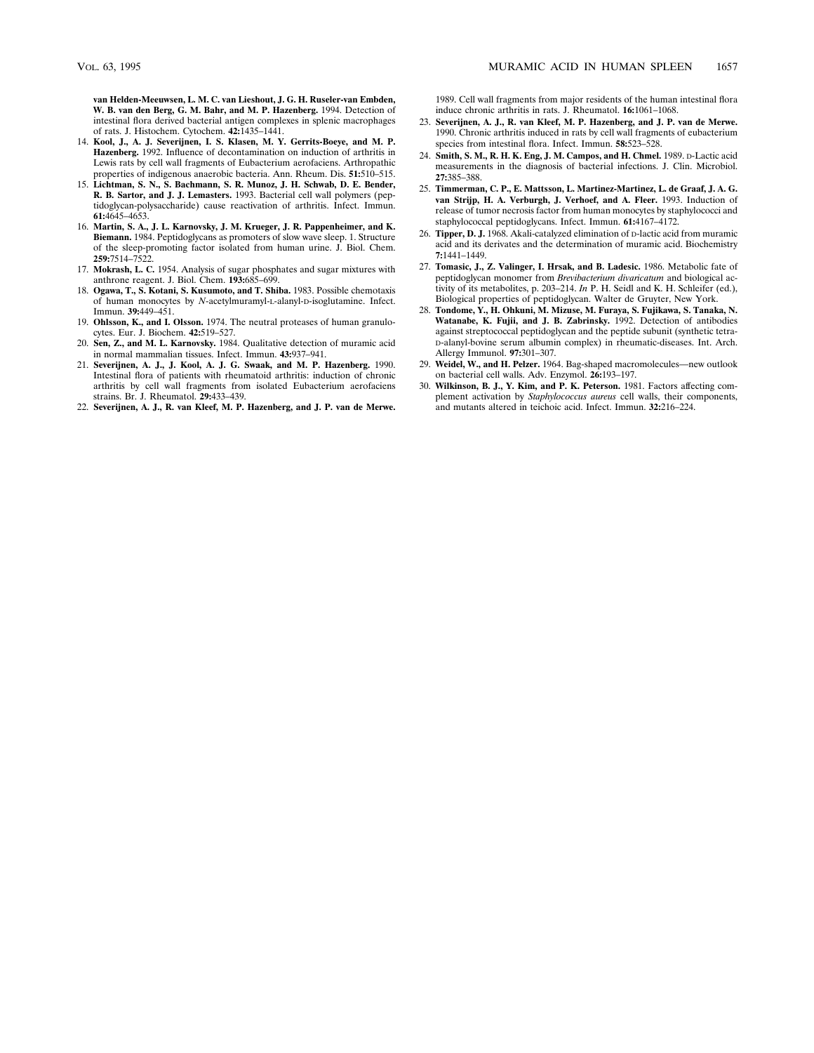van Helden-Meeuwsen, L. M. C. van Lieshout, J. G. H. Ruseler-van Embden, W. B. van den Berg, G. M. Bahr, and M. P. Hazenberg. 1994. Detection of intestinal flora derived bacterial antigen complexes in splenic macrophages of rats. J. Histochem. Cytochem. **42:**1435–1441.

14. **Kool, J., A. J. Severijnen, I. S. Klasen, M. Y. Gerrits-Boeye, and M. P. Hazenberg.** 1992. Influence of decontamination on induction of arthritis in Lewis rats by cell wall fragments of Eubacterium aerofaciens. Arthropathic properties of indigenous anaerobic bacteria. Ann. Rheum. Dis. **51:**510–515.
15. **Lichtman, S. N., S. Bachmann, S. R. Munoz, J. H. Schwab, D. E. Bender, R. B. Sartor, and J. J. Lemasters.** 1993. Bacterial cell wall polymers (peptidoglycan-polysaccharide) cause reactivation of arthritis. Infect. Immun. **61:**4645–4653.
16. **Martin, S. A., J. L. Karnovsky, J. M. Krueger, J. R. Pappenheimer, and K. Biemann.** 1984. Peptidoglycans as promoters of slow wave sleep. 1. Structure of the sleep-promoting factor isolated from human urine. J. Biol. Chem. **259:**7514–7522.
17. **Mokrash, L. C.** 1954. Analysis of sugar phosphates and sugar mixtures with anthrone reagent. J. Biol. Chem. **193:**685–699.
18. **Ogawa, T., S. Kotani, S. Kusumoto, and T. Shiba.** 1983. Possible chemotaxis of human monocytes by *N*-acetylmuramyl-L-alanyl-D-isoglutamine. Infect. Immun. **39:**449–451.
19. **Ohlsson, K., and I. Olsson.** 1974. The neutral proteases of human granulocytes. Eur. J. Biochem. **42:**519–527.
20. **Sen, Z., and M. L. Karnovsky.** 1984. Qualitative detection of muramic acid in normal mammalian tissues. Infect. Immun. **43:**937–941.
21. **Severijnen, A. J., J. Kool, A. J. G. Swaak, and M. P. Hazenberg.** 1990. Intestinal flora of patients with rheumatoid arthritis: induction of chronic arthritis by cell wall fragments from isolated Eubacterium aerofaciens strains. Br. J. Rheumatol. **29:**433–439.
22. **Severijnen, A. J., R. van Kleef, M. P. Hazenberg, and J. P. van de Merwe.** 1989. Cell wall fragments from major residents of the human intestinal flora induce chronic arthritis in rats. J. Rheumatol. **16:**1061–1068.
23. **Severijnen, A. J., R. van Kleef, M. P. Hazenberg, and J. P. van de Merwe.** 1990. Chronic arthritis induced in rats by cell wall fragments of eubacterium species from intestinal flora. Infect. Immun. **58:**523–528.
24. **Smith, S. M., R. H. K. Eng, J. M. Campos, and H. Chmel.** 1989. D-Lactic acid measurements in the diagnosis of bacterial infections. J. Clin. Microbiol. **27:**385–388.
25. **Timmerman, C. P., E. Mattsson, L. Martinez-Martinez, L. de Graaf, J. A. G. van Strijp, H. A. Verburgh, J. Verhoef, and A. Fleer.** 1993. Induction of release of tumor necrosis factor from human monocytes by staphylococci and staphylococcal peptidoglycans. Infect. Immun. **61:**4167–4172.
26. **Tipper, D. J.** 1968. Akali-catalyzed elimination of D-lactic acid from muramic acid and its derivates and the determination of muramic acid. Biochemistry **7:**1441–1449.
27. **Tomasic, J., Z. Valinger, I. Hrsak, and B. Ladesic.** 1986. Metabolic fate of peptidoglycan monomer from *Brevibacterium divaricatum* and biological activity of its metabolites, p. 203–214. *In* P. H. Seidl and K. H. Schleifer (ed.), Biological properties of peptidoglycan. Walter de Gruyter, New York.
28. **Tondome, Y., H. Ohkuni, M. Mizuse, M. Furaya, S. Fujikawa, S. Tanaka, N. Watanabe, K. Fujii, and J. B. Zabrinsky.** 1992. Detection of antibodies against streptococcal peptidoglycan and the peptide subunit (synthetic tetra-D-alanyl-bovine serum albumin complex) in rheumatic-diseases. Int. Arch. Allergy Immunol. **97:**301–307.
29. **Weidel, W., and H. Pelzer.** 1964. Bag-shaped macromolecules—new outlook on bacterial cell walls. Adv. Enzymol. **26:**193–197.
30. **Wilkinson, B. J., Y. Kim, and P. K. Peterson.** 1981. Factors affecting complement activation by *Staphylococcus aureus* cell walls, their components, and mutants altered in teichoic acid. Infect. Immun. **32:**216–224.